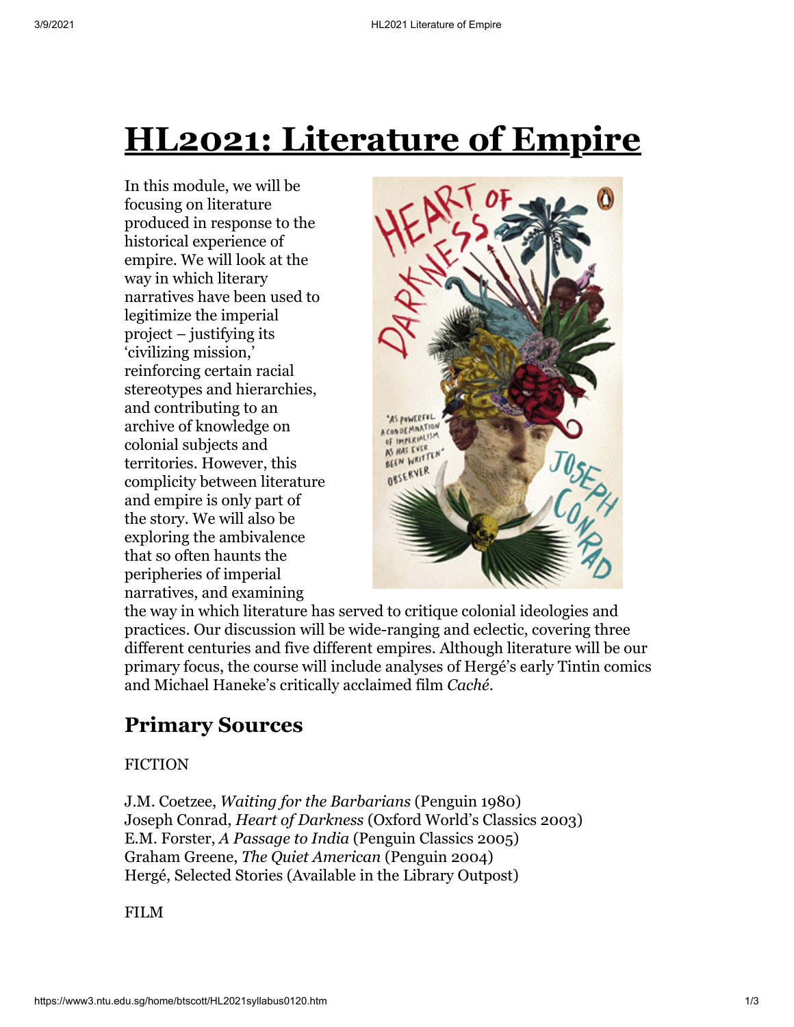# HL2021: Literature of Empire

In this module, we will be focusing on literature produced in response to the historical experience of empire. We will look at the way in which literary narratives have been used to legitimize the imperial project – justifying its 'civilizing mission,' reinforcing certain racial stereotypes and hierarchies, and contributing to an archive of knowledge on colonial subjects and territories. However, this complicity between literature and empire is only part of the story. We will also be exploring the ambivalence that so often haunts the peripheries of imperial narratives, and examining the way in which literature has served to critique colonial ideologies and practices. Our discussion will be wide-ranging and eclectic, covering three different centuries and five different empires. Although literature will be our primary focus, the course will include analyses of Hergé's early Tintin comics and Michael Haneke's critically acclaimed film *Caché*.

## Primary Sources

FICTION

J.M. Coetzee, *Waiting for the Barbarians* (Penguin 1980)
Joseph Conrad, *Heart of Darkness* (Oxford World's Classics 2003)
E.M. Forster, *A Passage to India* (Penguin Classics 2005)
Graham Greene, *The Quiet American* (Penguin 2004)
Hergé, Selected Stories (Available in the Library Outpost)

FILM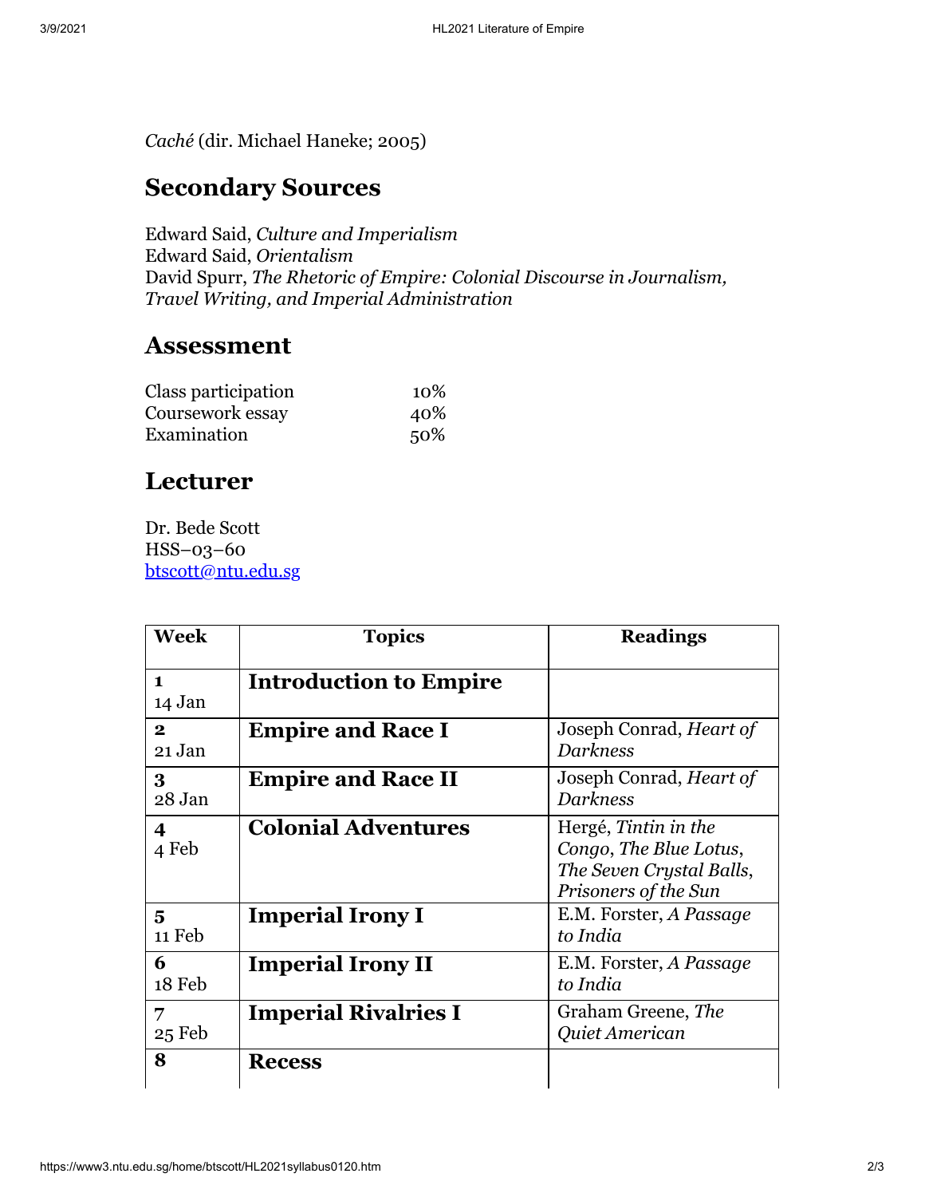*Caché* (dir. Michael Haneke; 2005)

## Secondary Sources

Edward Said, *Culture and Imperialism*
Edward Said, *Orientalism*
David Spurr, *The Rhetoric of Empire: Colonial Discourse in Journalism, Travel Writing, and Imperial Administration*

## Assessment

| | |
|---|---|
| Class participation | 10% |
| Coursework essay | 40% |
| Examination | 50% |

## Lecturer

Dr. Bede Scott
HSS–03–60
btscott@ntu.edu.sg

| Week | Topics | Readings |
|---|---|---|
| **1** 14 Jan | **Introduction to Empire** | |
| **2** 21 Jan | **Empire and Race I** | Joseph Conrad, *Heart of Darkness* |
| **3** 28 Jan | **Empire and Race II** | Joseph Conrad, *Heart of Darkness* |
| **4** 4 Feb | **Colonial Adventures** | Hergé, *Tintin in the Congo*, *The Blue Lotus*, *The Seven Crystal Balls*, *Prisoners of the Sun* |
| **5** 11 Feb | **Imperial Irony I** | E.M. Forster, *A Passage to India* |
| **6** 18 Feb | **Imperial Irony II** | E.M. Forster, *A Passage to India* |
| **7** 25 Feb | **Imperial Rivalries I** | Graham Greene, *The Quiet American* |
| **8** | **Recess** | |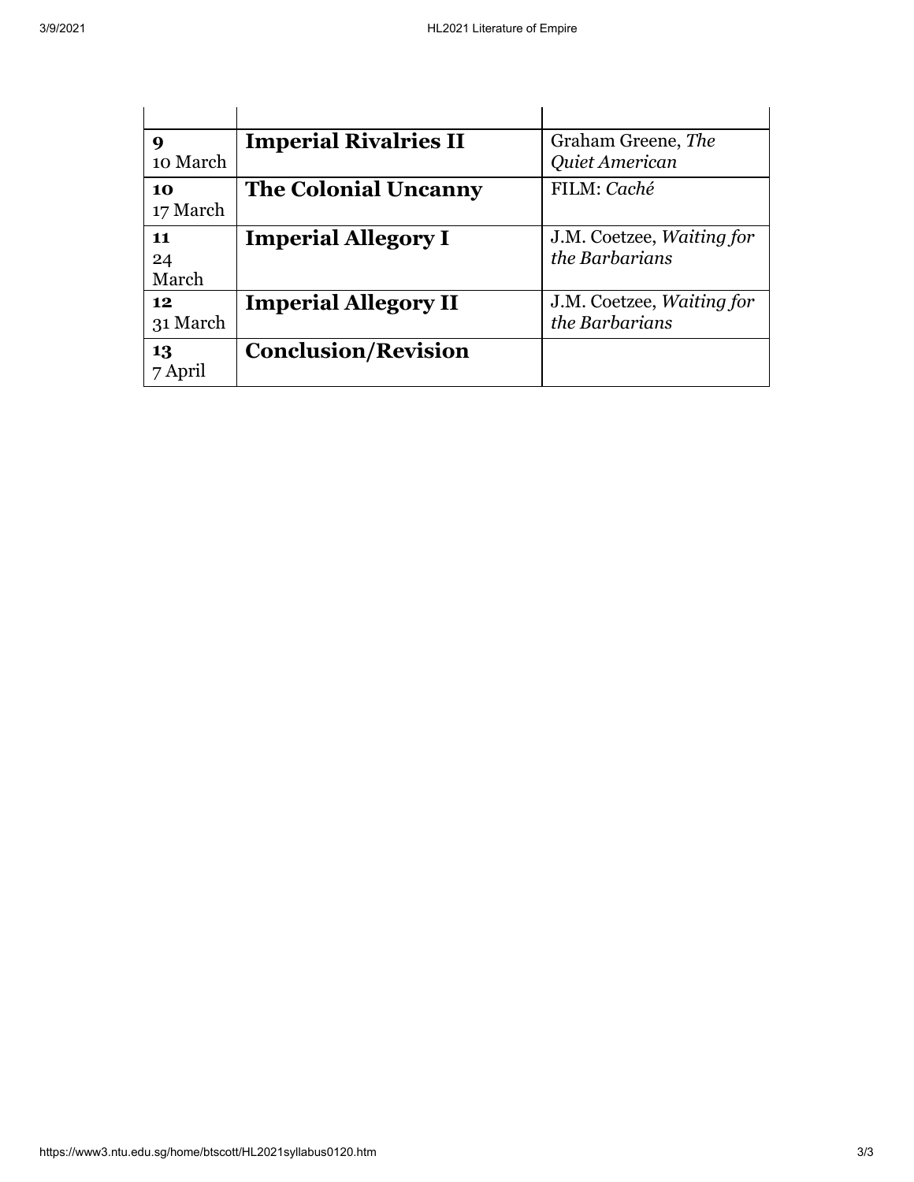| | | |
|---|---|---|
| **9**<br>10 March | **Imperial Rivalries II** | Graham Greene, *The Quiet American* |
| **10**<br>17 March | **The Colonial Uncanny** | FILM: *Caché* |
| **11**<br>24 March | **Imperial Allegory I** | J.M. Coetzee, *Waiting for the Barbarians* |
| **12**<br>31 March | **Imperial Allegory II** | J.M. Coetzee, *Waiting for the Barbarians* |
| **13**<br>7 April | **Conclusion/Revision** | |